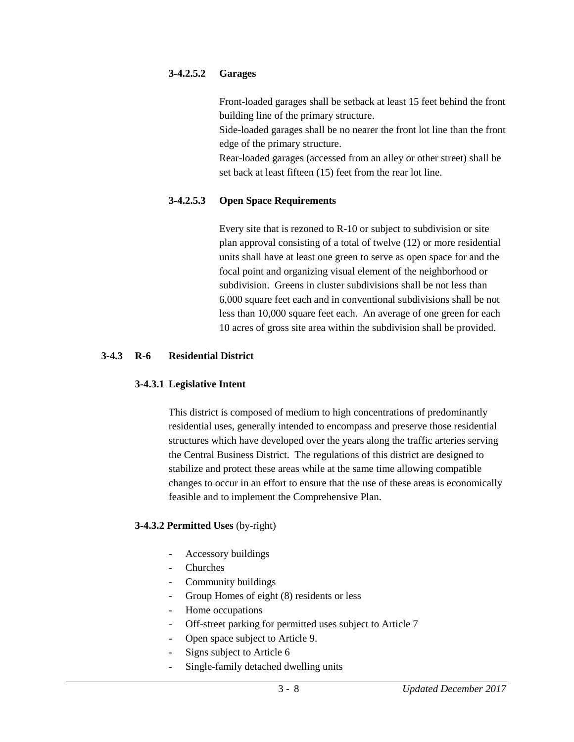#### 3-4.2.5.2 Garages

Front-loaded garages shall be setback at least 15 feet behind the front building line of the primary structure.
Side-loaded garages shall be no nearer the front lot line than the front edge of the primary structure.
Rear-loaded garages (accessed from an alley or other street) shall be set back at least fifteen (15) feet from the rear lot line.

#### 3-4.2.5.3 Open Space Requirements

Every site that is rezoned to R-10 or subject to subdivision or site plan approval consisting of a total of twelve (12) or more residential units shall have at least one green to serve as open space for and the focal point and organizing visual element of the neighborhood or subdivision. Greens in cluster subdivisions shall be not less than 6,000 square feet each and in conventional subdivisions shall be not less than 10,000 square feet each. An average of one green for each 10 acres of gross site area within the subdivision shall be provided.

## 3-4.3 R-6 Residential District

### 3-4.3.1 Legislative Intent

This district is composed of medium to high concentrations of predominantly residential uses, generally intended to encompass and preserve those residential structures which have developed over the years along the traffic arteries serving the Central Business District. The regulations of this district are designed to stabilize and protect these areas while at the same time allowing compatible changes to occur in an effort to ensure that the use of these areas is economically feasible and to implement the Comprehensive Plan.

### 3-4.3.2 Permitted Uses (by-right)

- Accessory buildings
- Churches
- Community buildings
- Group Homes of eight (8) residents or less
- Home occupations
- Off-street parking for permitted uses subject to Article 7
- Open space subject to Article 9.
- Signs subject to Article 6
- Single-family detached dwelling units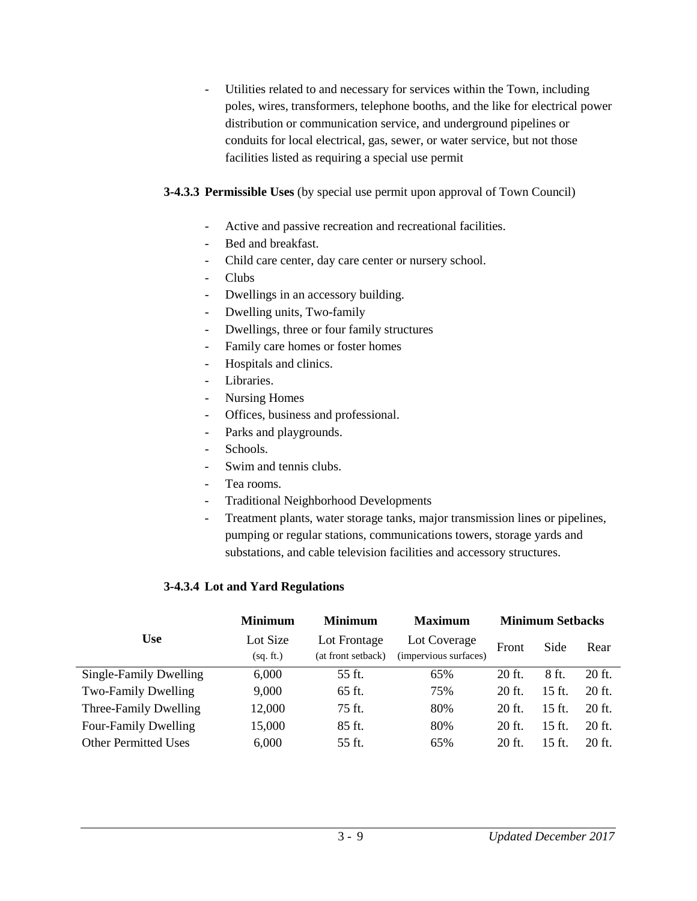- Utilities related to and necessary for services within the Town, including poles, wires, transformers, telephone booths, and the like for electrical power distribution or communication service, and underground pipelines or conduits for local electrical, gas, sewer, or water service, but not those facilities listed as requiring a special use permit

**3-4.3.3 Permissible Uses** (by special use permit upon approval of Town Council)

- Active and passive recreation and recreational facilities.
- Bed and breakfast.
- Child care center, day care center or nursery school.
- Clubs
- Dwellings in an accessory building.
- Dwelling units, Two-family
- Dwellings, three or four family structures
- Family care homes or foster homes
- Hospitals and clinics.
- Libraries.
- Nursing Homes
- Offices, business and professional.
- Parks and playgrounds.
- Schools.
- Swim and tennis clubs.
- Tea rooms.
- Traditional Neighborhood Developments
- Treatment plants, water storage tanks, major transmission lines or pipelines, pumping or regular stations, communications towers, storage yards and substations, and cable television facilities and accessory structures.

**3-4.3.4 Lot and Yard Regulations**

| Use | **Minimum** Lot Size (sq. ft.) | **Minimum** Lot Frontage (at front setback) | **Maximum** Lot Coverage (impervious surfaces) | **Minimum Setbacks** Front | Side | Rear |
|---|---|---|---|---|---|---|
| Single-Family Dwelling | 6,000 | 55 ft. | 65% | 20 ft. | 8 ft. | 20 ft. |
| Two-Family Dwelling | 9,000 | 65 ft. | 75% | 20 ft. | 15 ft. | 20 ft. |
| Three-Family Dwelling | 12,000 | 75 ft. | 80% | 20 ft. | 15 ft. | 20 ft. |
| Four-Family Dwelling | 15,000 | 85 ft. | 80% | 20 ft. | 15 ft. | 20 ft. |
| Other Permitted Uses | 6,000 | 55 ft. | 65% | 20 ft. | 15 ft. | 20 ft. |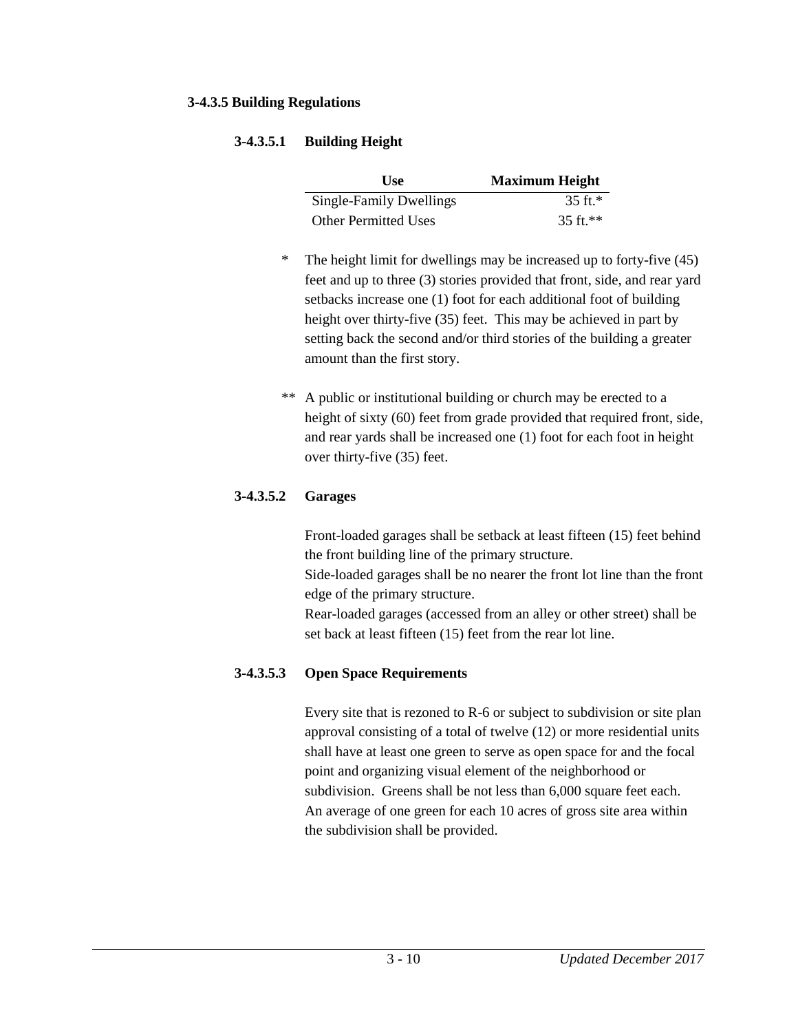### 3-4.3.5 Building Regulations

#### 3-4.3.5.1 Building Height

| Use | Maximum Height |
|---|---|
| Single-Family Dwellings | 35 ft.* |
| Other Permitted Uses | 35 ft.** |

\* The height limit for dwellings may be increased up to forty-five (45) feet and up to three (3) stories provided that front, side, and rear yard setbacks increase one (1) foot for each additional foot of building height over thirty-five (35) feet. This may be achieved in part by setting back the second and/or third stories of the building a greater amount than the first story.

\** A public or institutional building or church may be erected to a height of sixty (60) feet from grade provided that required front, side, and rear yards shall be increased one (1) foot for each foot in height over thirty-five (35) feet.

#### 3-4.3.5.2 Garages

Front-loaded garages shall be setback at least fifteen (15) feet behind the front building line of the primary structure.
Side-loaded garages shall be no nearer the front lot line than the front edge of the primary structure.
Rear-loaded garages (accessed from an alley or other street) shall be set back at least fifteen (15) feet from the rear lot line.

#### 3-4.3.5.3 Open Space Requirements

Every site that is rezoned to R-6 or subject to subdivision or site plan approval consisting of a total of twelve (12) or more residential units shall have at least one green to serve as open space for and the focal point and organizing visual element of the neighborhood or subdivision. Greens shall be not less than 6,000 square feet each. An average of one green for each 10 acres of gross site area within the subdivision shall be provided.